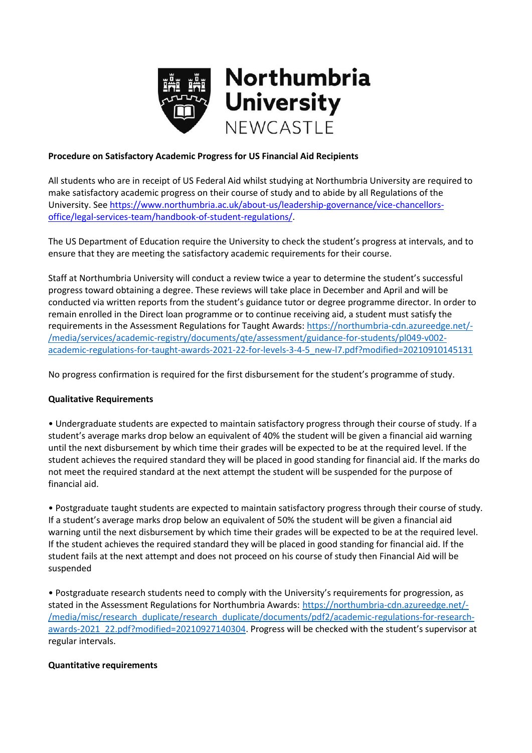Northumbria University NEWCASTLE

**Procedure on Satisfactory Academic Progress for US Financial Aid Recipients**

All students who are in receipt of US Federal Aid whilst studying at Northumbria University are required to make satisfactory academic progress on their course of study and to abide by all Regulations of the University. See [https://www.northumbria.ac.uk/about-us/leadership-governance/vice-chancellors-office/legal-services-team/handbook-of-student-regulations/](https://www.northumbria.ac.uk/about-us/leadership-governance/vice-chancellors-office/legal-services-team/handbook-of-student-regulations/).

The US Department of Education require the University to check the student's progress at intervals, and to ensure that they are meeting the satisfactory academic requirements for their course.

Staff at Northumbria University will conduct a review twice a year to determine the student's successful progress toward obtaining a degree. These reviews will take place in December and April and will be conducted via written reports from the student's guidance tutor or degree programme director. In order to remain enrolled in the Direct loan programme or to continue receiving aid, a student must satisfy the requirements in the Assessment Regulations for Taught Awards: [https://northumbria-cdn.azureedge.net/-/media/services/academic-registry/documents/qte/assessment/guidance-for-students/pl049-v002-academic-regulations-for-taught-awards-2021-22-for-levels-3-4-5_new-l7.pdf?modified=20210910145131](https://northumbria-cdn.azureedge.net/-/media/services/academic-registry/documents/qte/assessment/guidance-for-students/pl049-v002-academic-regulations-for-taught-awards-2021-22-for-levels-3-4-5_new-l7.pdf?modified=20210910145131)

No progress confirmation is required for the first disbursement for the student's programme of study.

**Qualitative Requirements**

• Undergraduate students are expected to maintain satisfactory progress through their course of study. If a student's average marks drop below an equivalent of 40% the student will be given a financial aid warning until the next disbursement by which time their grades will be expected to be at the required level. If the student achieves the required standard they will be placed in good standing for financial aid. If the marks do not meet the required standard at the next attempt the student will be suspended for the purpose of financial aid.

• Postgraduate taught students are expected to maintain satisfactory progress through their course of study. If a student's average marks drop below an equivalent of 50% the student will be given a financial aid warning until the next disbursement by which time their grades will be expected to be at the required level. If the student achieves the required standard they will be placed in good standing for financial aid. If the student fails at the next attempt and does not proceed on his course of study then Financial Aid will be suspended

• Postgraduate research students need to comply with the University's requirements for progression, as stated in the Assessment Regulations for Northumbria Awards: [https://northumbria-cdn.azureedge.net/-/media/misc/research_duplicate/research_duplicate/documents/pdf2/academic-regulations-for-research-awards-2021_22.pdf?modified=20210927140304](https://northumbria-cdn.azureedge.net/-/media/misc/research_duplicate/research_duplicate/documents/pdf2/academic-regulations-for-research-awards-2021_22.pdf?modified=20210927140304). Progress will be checked with the student's supervisor at regular intervals.

**Quantitative requirements**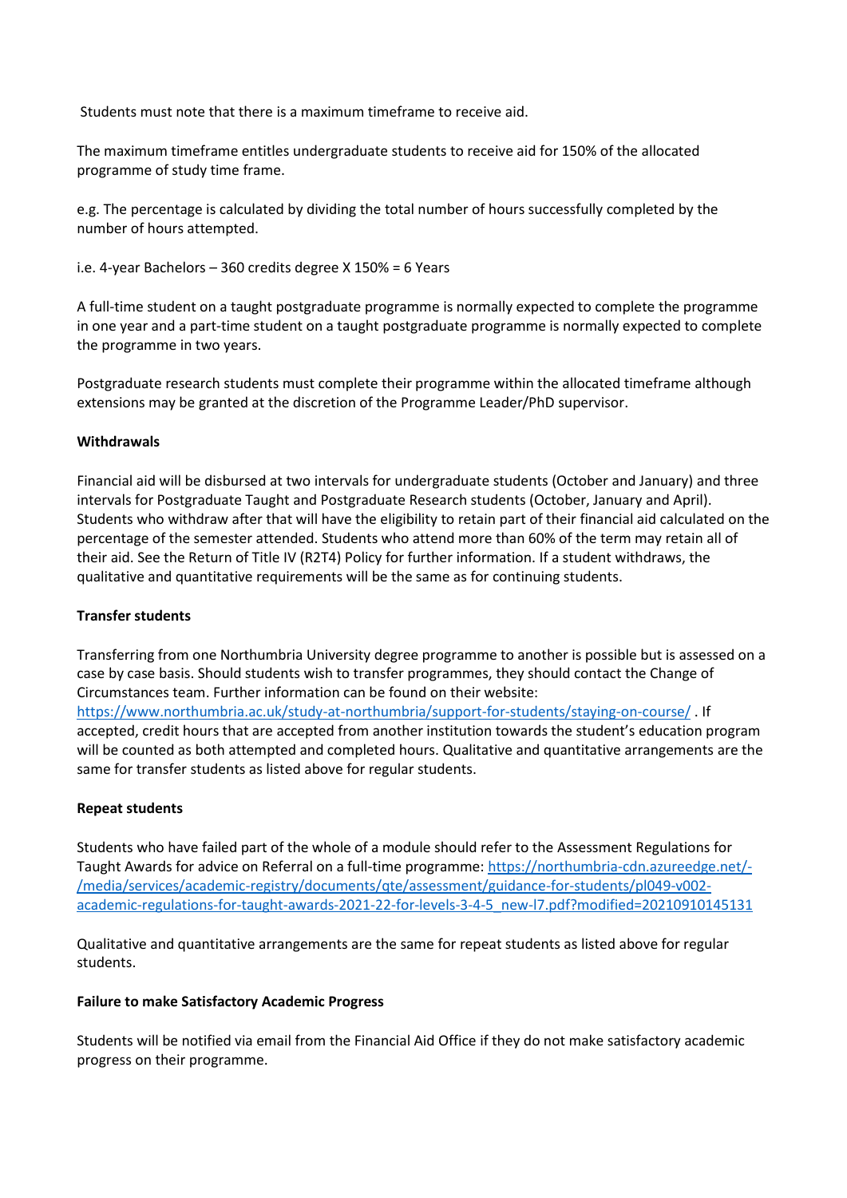Students must note that there is a maximum timeframe to receive aid.

The maximum timeframe entitles undergraduate students to receive aid for 150% of the allocated programme of study time frame.

e.g. The percentage is calculated by dividing the total number of hours successfully completed by the number of hours attempted.

i.e. 4-year Bachelors – 360 credits degree X 150% = 6 Years

A full-time student on a taught postgraduate programme is normally expected to complete the programme in one year and a part-time student on a taught postgraduate programme is normally expected to complete the programme in two years.

Postgraduate research students must complete their programme within the allocated timeframe although extensions may be granted at the discretion of the Programme Leader/PhD supervisor.

**Withdrawals**

Financial aid will be disbursed at two intervals for undergraduate students (October and January) and three intervals for Postgraduate Taught and Postgraduate Research students (October, January and April). Students who withdraw after that will have the eligibility to retain part of their financial aid calculated on the percentage of the semester attended. Students who attend more than 60% of the term may retain all of their aid. See the Return of Title IV (R2T4) Policy for further information. If a student withdraws, the qualitative and quantitative requirements will be the same as for continuing students.

**Transfer students**

Transferring from one Northumbria University degree programme to another is possible but is assessed on a case by case basis. Should students wish to transfer programmes, they should contact the Change of Circumstances team. Further information can be found on their website: [https://www.northumbria.ac.uk/study-at-northumbria/support-for-students/staying-on-course/](https://www.northumbria.ac.uk/study-at-northumbria/support-for-students/staying-on-course/) . If accepted, credit hours that are accepted from another institution towards the student's education program will be counted as both attempted and completed hours. Qualitative and quantitative arrangements are the same for transfer students as listed above for regular students.

**Repeat students**

Students who have failed part of the whole of a module should refer to the Assessment Regulations for Taught Awards for advice on Referral on a full-time programme: [https://northumbria-cdn.azureedge.net/-/media/services/academic-registry/documents/qte/assessment/guidance-for-students/pl049-v002-academic-regulations-for-taught-awards-2021-22-for-levels-3-4-5_new-l7.pdf?modified=20210910145131](https://northumbria-cdn.azureedge.net/-/media/services/academic-registry/documents/qte/assessment/guidance-for-students/pl049-v002-academic-regulations-for-taught-awards-2021-22-for-levels-3-4-5_new-l7.pdf?modified=20210910145131)

Qualitative and quantitative arrangements are the same for repeat students as listed above for regular students.

**Failure to make Satisfactory Academic Progress**

Students will be notified via email from the Financial Aid Office if they do not make satisfactory academic progress on their programme.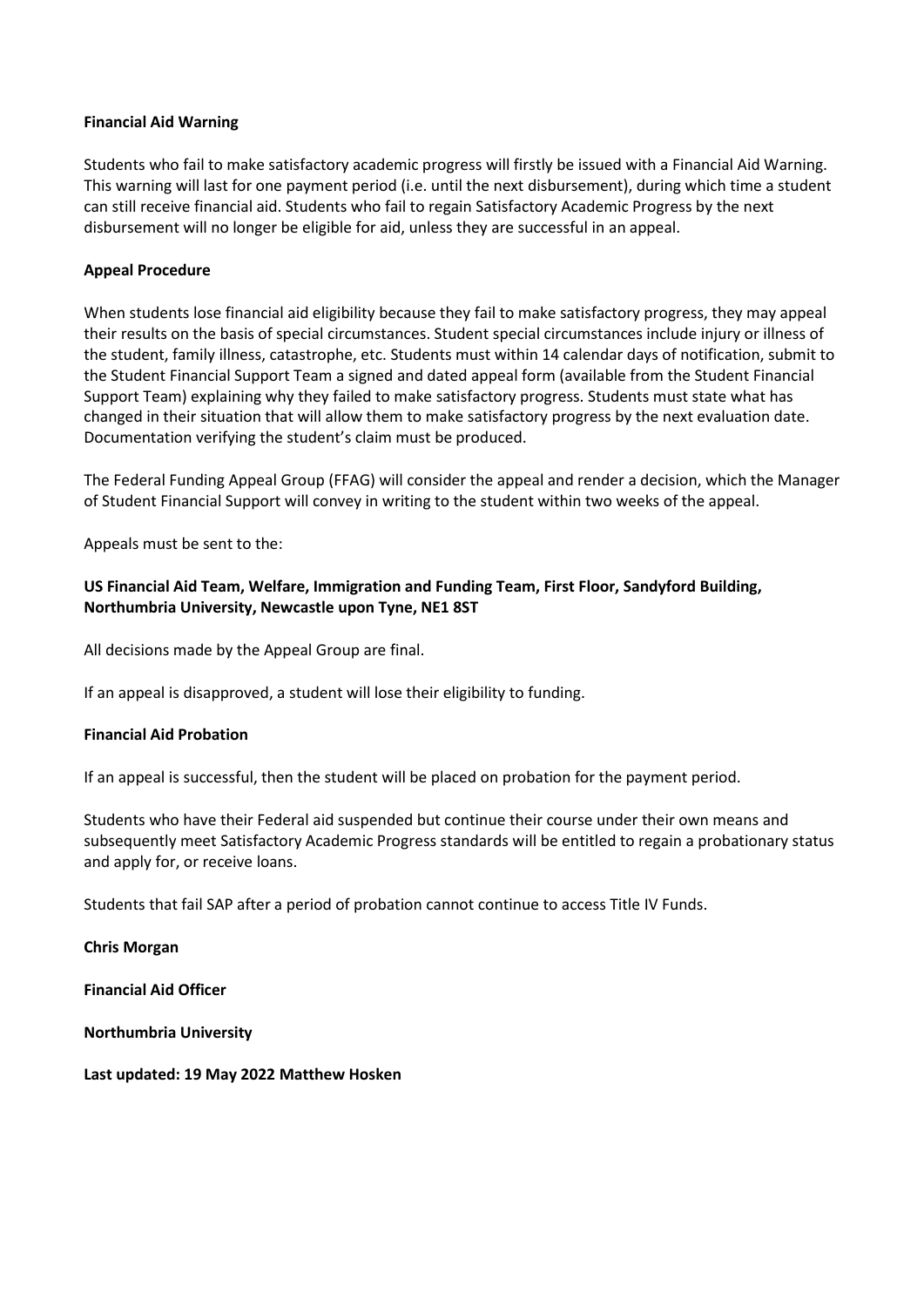**Financial Aid Warning**

Students who fail to make satisfactory academic progress will firstly be issued with a Financial Aid Warning. This warning will last for one payment period (i.e. until the next disbursement), during which time a student can still receive financial aid. Students who fail to regain Satisfactory Academic Progress by the next disbursement will no longer be eligible for aid, unless they are successful in an appeal.

**Appeal Procedure**

When students lose financial aid eligibility because they fail to make satisfactory progress, they may appeal their results on the basis of special circumstances. Student special circumstances include injury or illness of the student, family illness, catastrophe, etc. Students must within 14 calendar days of notification, submit to the Student Financial Support Team a signed and dated appeal form (available from the Student Financial Support Team) explaining why they failed to make satisfactory progress. Students must state what has changed in their situation that will allow them to make satisfactory progress by the next evaluation date. Documentation verifying the student's claim must be produced.

The Federal Funding Appeal Group (FFAG) will consider the appeal and render a decision, which the Manager of Student Financial Support will convey in writing to the student within two weeks of the appeal.

Appeals must be sent to the:

**US Financial Aid Team, Welfare, Immigration and Funding Team, First Floor, Sandyford Building, Northumbria University, Newcastle upon Tyne, NE1 8ST**

All decisions made by the Appeal Group are final.

If an appeal is disapproved, a student will lose their eligibility to funding.

**Financial Aid Probation**

If an appeal is successful, then the student will be placed on probation for the payment period.

Students who have their Federal aid suspended but continue their course under their own means and subsequently meet Satisfactory Academic Progress standards will be entitled to regain a probationary status and apply for, or receive loans.

Students that fail SAP after a period of probation cannot continue to access Title IV Funds.

**Chris Morgan**

**Financial Aid Officer**

**Northumbria University**

**Last updated: 19 May 2022 Matthew Hosken**